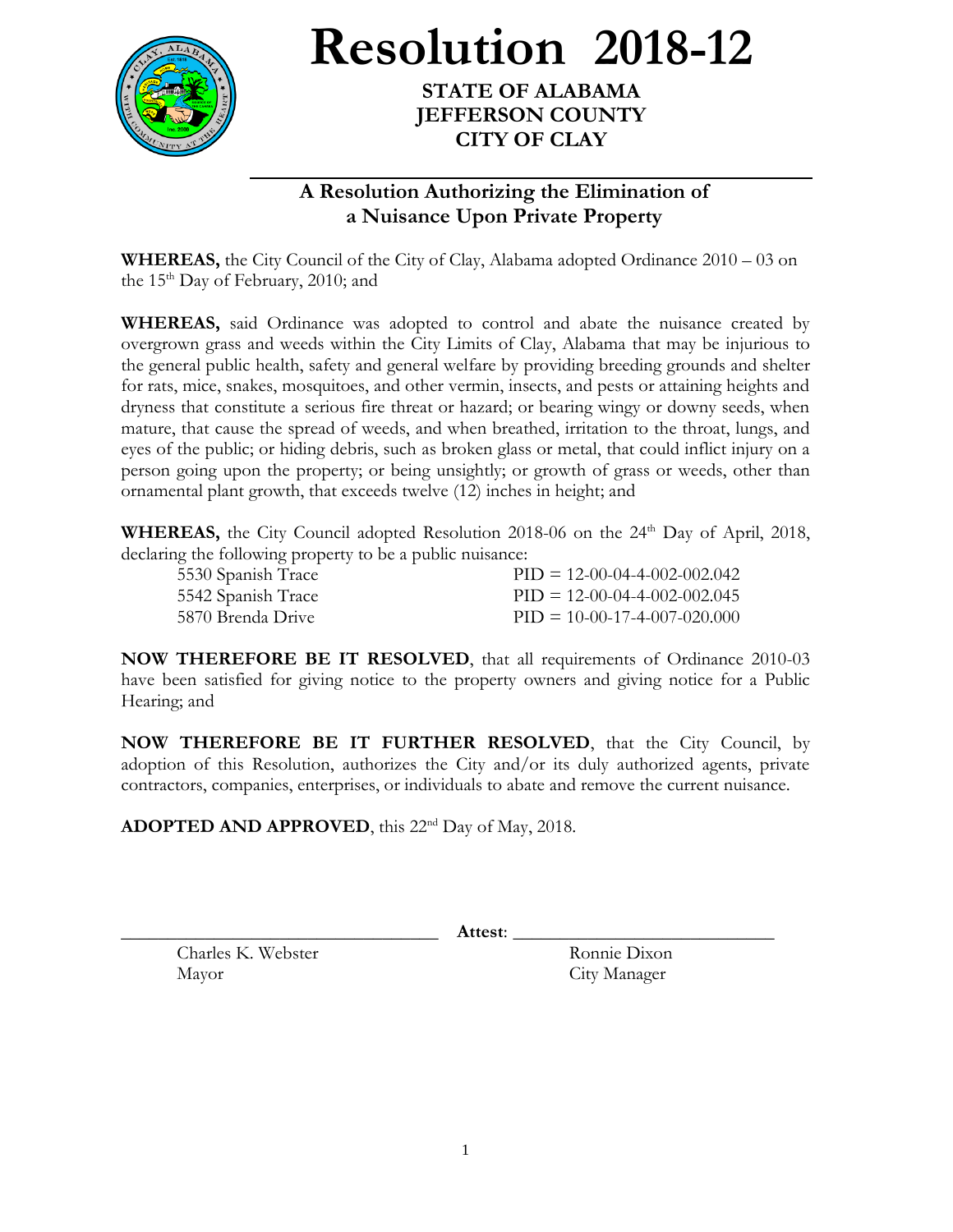# Resolution 2018-12

**STATE OF ALABAMA**
**JEFFERSON COUNTY**
**CITY OF CLAY**

## A Resolution Authorizing the Elimination of a Nuisance Upon Private Property

**WHEREAS,** the City Council of the City of Clay, Alabama adopted Ordinance 2010 – 03 on the 15th Day of February, 2010; and

**WHEREAS,** said Ordinance was adopted to control and abate the nuisance created by overgrown grass and weeds within the City Limits of Clay, Alabama that may be injurious to the general public health, safety and general welfare by providing breeding grounds and shelter for rats, mice, snakes, mosquitoes, and other vermin, insects, and pests or attaining heights and dryness that constitute a serious fire threat or hazard; or bearing wingy or downy seeds, when mature, that cause the spread of weeds, and when breathed, irritation to the throat, lungs, and eyes of the public; or hiding debris, such as broken glass or metal, that could inflict injury on a person going upon the property; or being unsightly; or growth of grass or weeds, other than ornamental plant growth, that exceeds twelve (12) inches in height; and

**WHEREAS,** the City Council adopted Resolution 2018-06 on the 24th Day of April, 2018, declaring the following property to be a public nuisance:

| | |
|---|---|
| 5530 Spanish Trace | PID = 12-00-04-4-002-002.042 |
| 5542 Spanish Trace | PID = 12-00-04-4-002-002.045 |
| 5870 Brenda Drive | PID = 10-00-17-4-007-020.000 |

**NOW THEREFORE BE IT RESOLVED**, that all requirements of Ordinance 2010-03 have been satisfied for giving notice to the property owners and giving notice for a Public Hearing; and

**NOW THEREFORE BE IT FURTHER RESOLVED**, that the City Council, by adoption of this Resolution, authorizes the City and/or its duly authorized agents, private contractors, companies, enterprises, or individuals to abate and remove the current nuisance.

**ADOPTED AND APPROVED**, this 22nd Day of May, 2018.

\_\_\_\_\_\_\_\_\_\_\_\_\_\_\_\_\_\_\_\_\_\_\_\_\_\_\_\_\_\_ **Attest**: \_\_\_\_\_\_\_\_\_\_\_\_\_\_\_\_\_\_\_\_\_\_\_\_\_\_\_\_\_\_

Charles K. Webster
Mayor

Ronnie Dixon
City Manager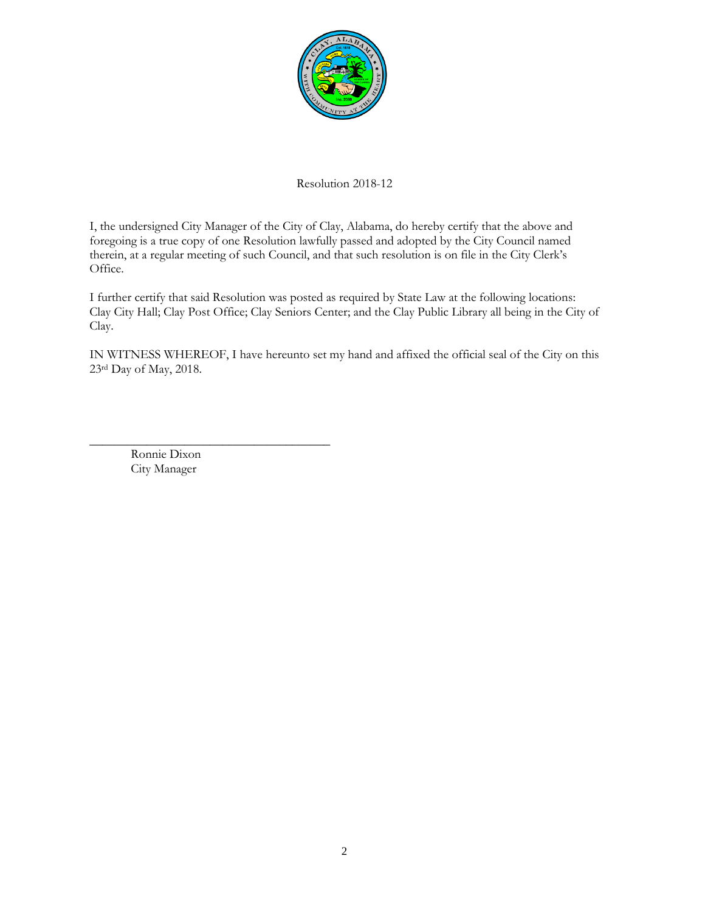Resolution 2018-12

I, the undersigned City Manager of the City of Clay, Alabama, do hereby certify that the above and foregoing is a true copy of one Resolution lawfully passed and adopted by the City Council named therein, at a regular meeting of such Council, and that such resolution is on file in the City Clerk's Office.

I further certify that said Resolution was posted as required by State Law at the following locations: Clay City Hall; Clay Post Office; Clay Seniors Center; and the Clay Public Library all being in the City of Clay.

IN WITNESS WHEREOF, I have hereunto set my hand and affixed the official seal of the City on this 23rd Day of May, 2018.

\_\_\_\_\_\_\_\_\_\_\_\_\_\_\_\_\_\_\_\_\_\_\_\_\_\_\_\_\_\_\_\_\_\_\_\_\_\_\_

Ronnie Dixon
City Manager